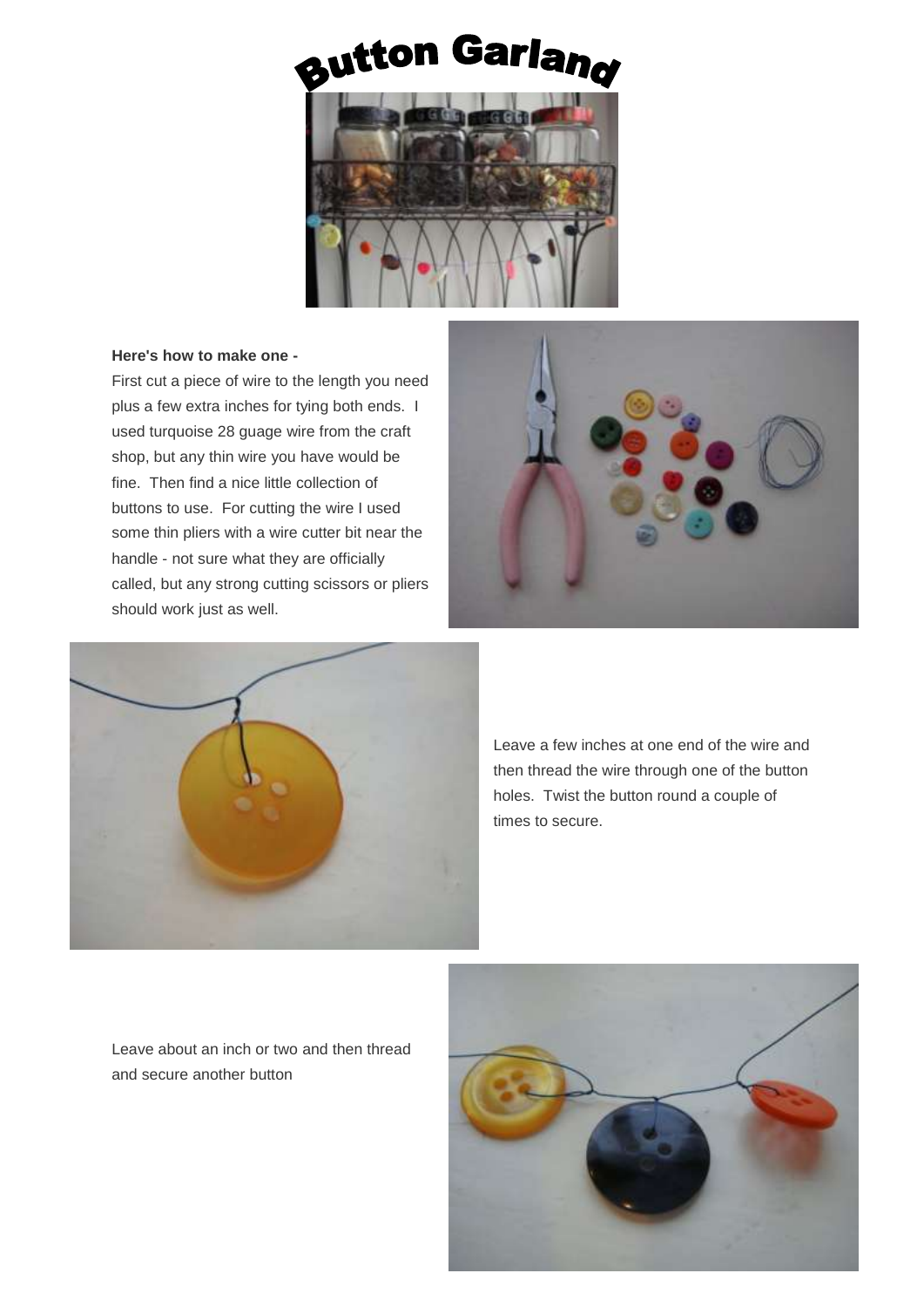# Button Garland

**Here's how to make one -**

First cut a piece of wire to the length you need plus a few extra inches for tying both ends. I used turquoise 28 guage wire from the craft shop, but any thin wire you have would be fine. Then find a nice little collection of buttons to use. For cutting the wire I used some thin pliers with a wire cutter bit near the handle - not sure what they are officially called, but any strong cutting scissors or pliers should work just as well.

Leave a few inches at one end of the wire and then thread the wire through one of the button holes. Twist the button round a couple of times to secure.

Leave about an inch or two and then thread and secure another button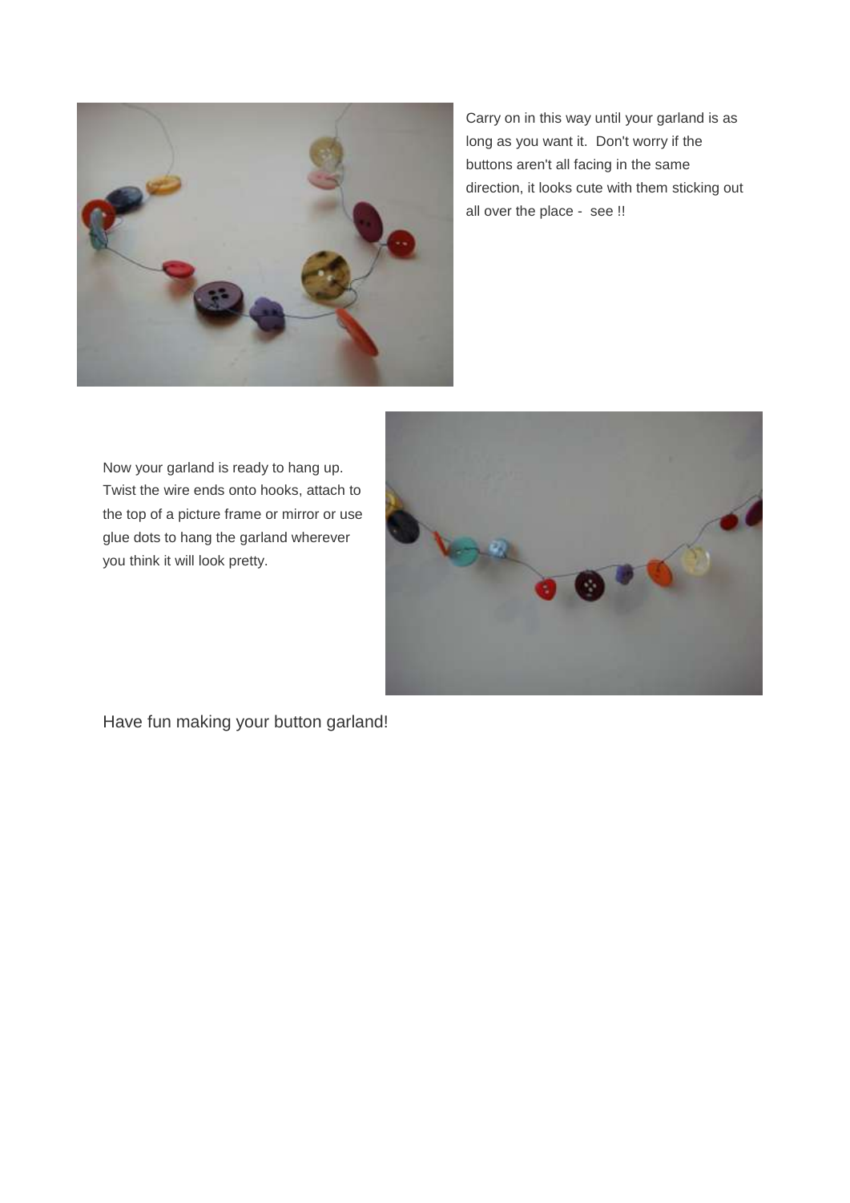Carry on in this way until your garland is as long as you want it.  Don't worry if the buttons aren't all facing in the same direction, it looks cute with them sticking out all over the place -  see !!

Now your garland is ready to hang up. Twist the wire ends onto hooks, attach to the top of a picture frame or mirror or use glue dots to hang the garland wherever you think it will look pretty.

Have fun making your button garland!